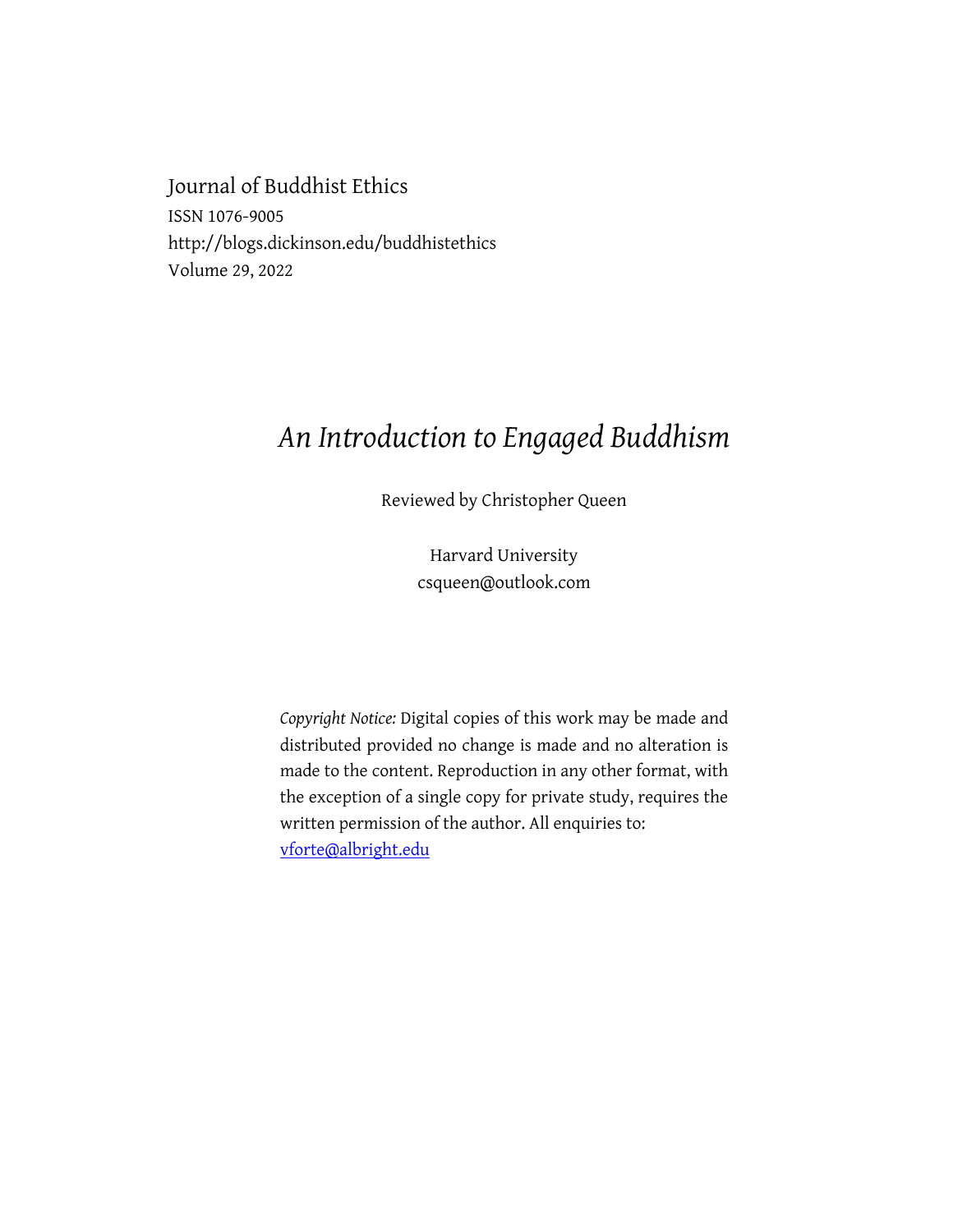Journal of Buddhist Ethics
ISSN 1076-9005
http://blogs.dickinson.edu/buddhistethics
Volume 29, 2022

# *An Introduction to Engaged Buddhism*

Reviewed by Christopher Queen

Harvard University
csqueen@outlook.com

*Copyright Notice:* Digital copies of this work may be made and distributed provided no change is made and no alteration is made to the content. Reproduction in any other format, with the exception of a single copy for private study, requires the written permission of the author. All enquiries to: vforte@albright.edu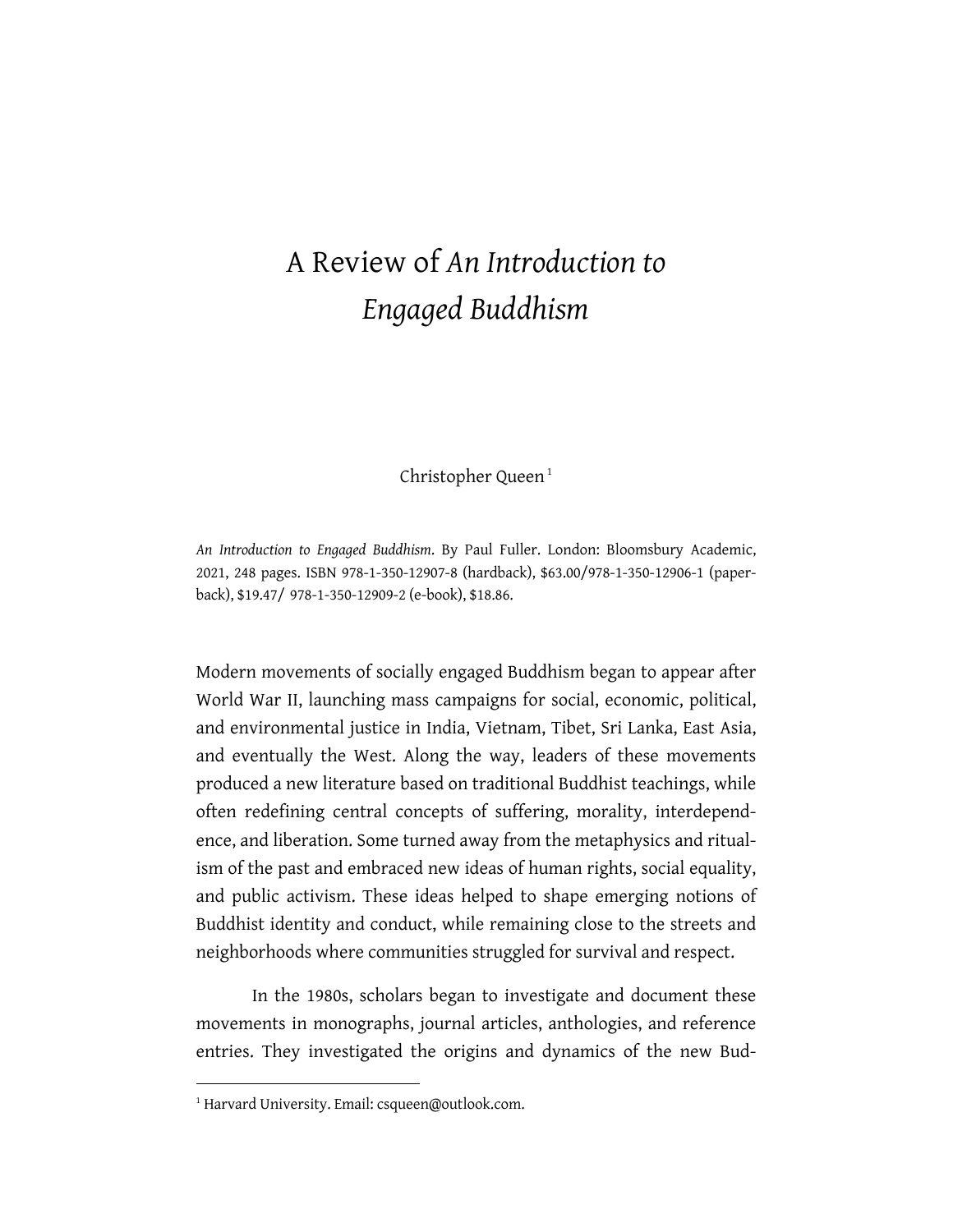# A Review of *An Introduction to Engaged Buddhism*

Christopher Queen[1]

*An Introduction to Engaged Buddhism*. By Paul Fuller. London: Bloomsbury Academic, 2021, 248 pages. ISBN 978-1-350-12907-8 (hardback), $63.00/978-1-350-12906-1 (paperback), $19.47/ 978-1-350-12909-2 (e-book), $18.86.

Modern movements of socially engaged Buddhism began to appear after World War II, launching mass campaigns for social, economic, political, and environmental justice in India, Vietnam, Tibet, Sri Lanka, East Asia, and eventually the West. Along the way, leaders of these movements produced a new literature based on traditional Buddhist teachings, while often redefining central concepts of suffering, morality, interdependence, and liberation. Some turned away from the metaphysics and ritualism of the past and embraced new ideas of human rights, social equality, and public activism. These ideas helped to shape emerging notions of Buddhist identity and conduct, while remaining close to the streets and neighborhoods where communities struggled for survival and respect.

In the 1980s, scholars began to investigate and document these movements in monographs, journal articles, anthologies, and reference entries. They investigated the origins and dynamics of the new Bud-

[1] Harvard University. Email: csqueen@outlook.com.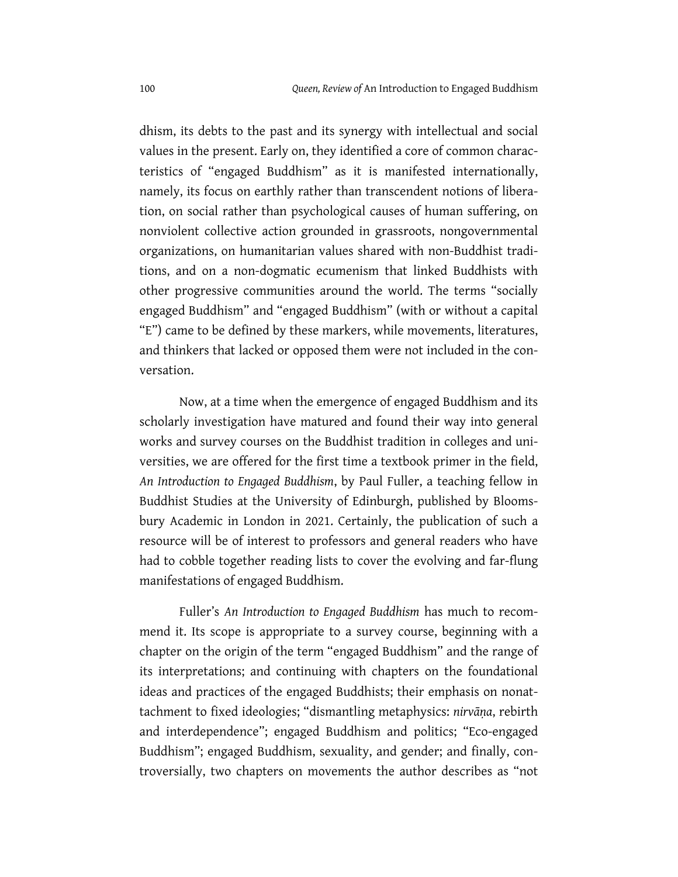dhism, its debts to the past and its synergy with intellectual and social values in the present. Early on, they identified a core of common characteristics of "engaged Buddhism" as it is manifested internationally, namely, its focus on earthly rather than transcendent notions of liberation, on social rather than psychological causes of human suffering, on nonviolent collective action grounded in grassroots, nongovernmental organizations, on humanitarian values shared with non-Buddhist traditions, and on a non-dogmatic ecumenism that linked Buddhists with other progressive communities around the world. The terms "socially engaged Buddhism" and "engaged Buddhism" (with or without a capital "E") came to be defined by these markers, while movements, literatures, and thinkers that lacked or opposed them were not included in the conversation.

Now, at a time when the emergence of engaged Buddhism and its scholarly investigation have matured and found their way into general works and survey courses on the Buddhist tradition in colleges and universities, we are offered for the first time a textbook primer in the field, *An Introduction to Engaged Buddhism*, by Paul Fuller, a teaching fellow in Buddhist Studies at the University of Edinburgh, published by Bloomsbury Academic in London in 2021. Certainly, the publication of such a resource will be of interest to professors and general readers who have had to cobble together reading lists to cover the evolving and far-flung manifestations of engaged Buddhism.

Fuller's *An Introduction to Engaged Buddhism* has much to recommend it. Its scope is appropriate to a survey course, beginning with a chapter on the origin of the term "engaged Buddhism" and the range of its interpretations; and continuing with chapters on the foundational ideas and practices of the engaged Buddhists; their emphasis on nonattachment to fixed ideologies; "dismantling metaphysics: *nirvāṇa*, rebirth and interdependence"; engaged Buddhism and politics; "Eco-engaged Buddhism"; engaged Buddhism, sexuality, and gender; and finally, controversially, two chapters on movements the author describes as "not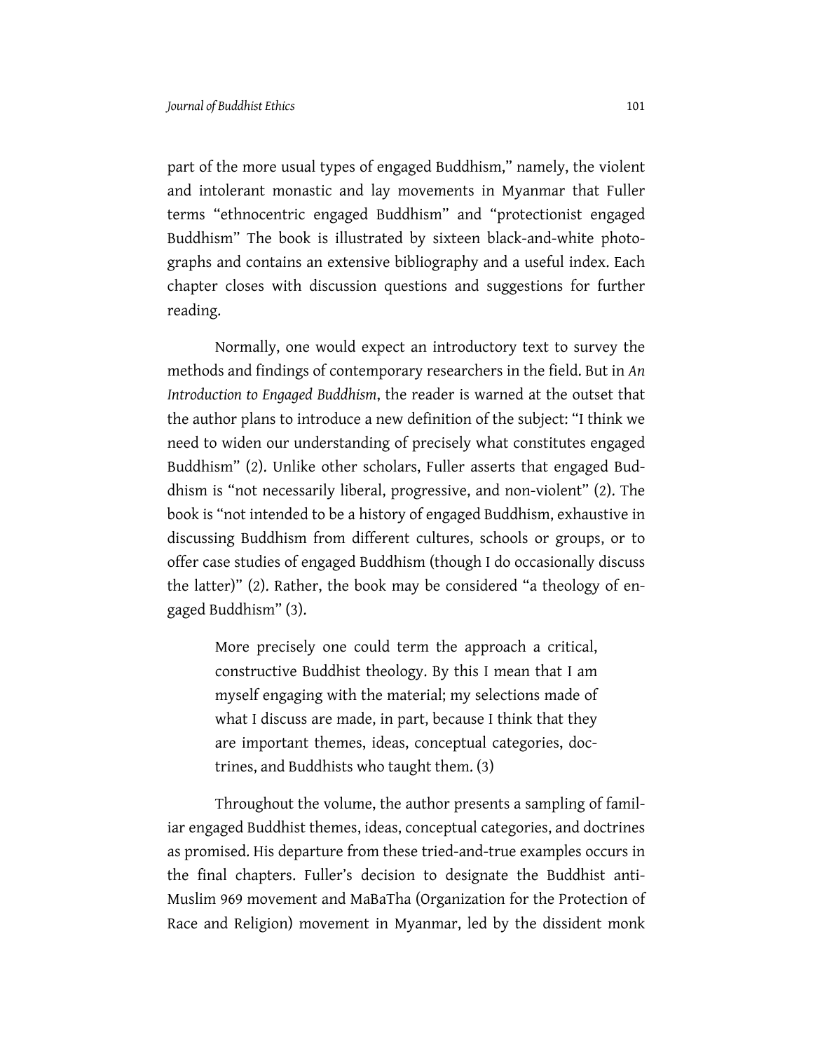part of the more usual types of engaged Buddhism," namely, the violent and intolerant monastic and lay movements in Myanmar that Fuller terms "ethnocentric engaged Buddhism" and "protectionist engaged Buddhism" The book is illustrated by sixteen black-and-white photographs and contains an extensive bibliography and a useful index. Each chapter closes with discussion questions and suggestions for further reading.

Normally, one would expect an introductory text to survey the methods and findings of contemporary researchers in the field. But in *An Introduction to Engaged Buddhism*, the reader is warned at the outset that the author plans to introduce a new definition of the subject: "I think we need to widen our understanding of precisely what constitutes engaged Buddhism" (2). Unlike other scholars, Fuller asserts that engaged Buddhism is "not necessarily liberal, progressive, and non-violent" (2). The book is "not intended to be a history of engaged Buddhism, exhaustive in discussing Buddhism from different cultures, schools or groups, or to offer case studies of engaged Buddhism (though I do occasionally discuss the latter)" (2). Rather, the book may be considered "a theology of engaged Buddhism" (3).

> More precisely one could term the approach a critical, constructive Buddhist theology. By this I mean that I am myself engaging with the material; my selections made of what I discuss are made, in part, because I think that they are important themes, ideas, conceptual categories, doctrines, and Buddhists who taught them. (3)

Throughout the volume, the author presents a sampling of familiar engaged Buddhist themes, ideas, conceptual categories, and doctrines as promised. His departure from these tried-and-true examples occurs in the final chapters. Fuller's decision to designate the Buddhist anti-Muslim 969 movement and MaBaTha (Organization for the Protection of Race and Religion) movement in Myanmar, led by the dissident monk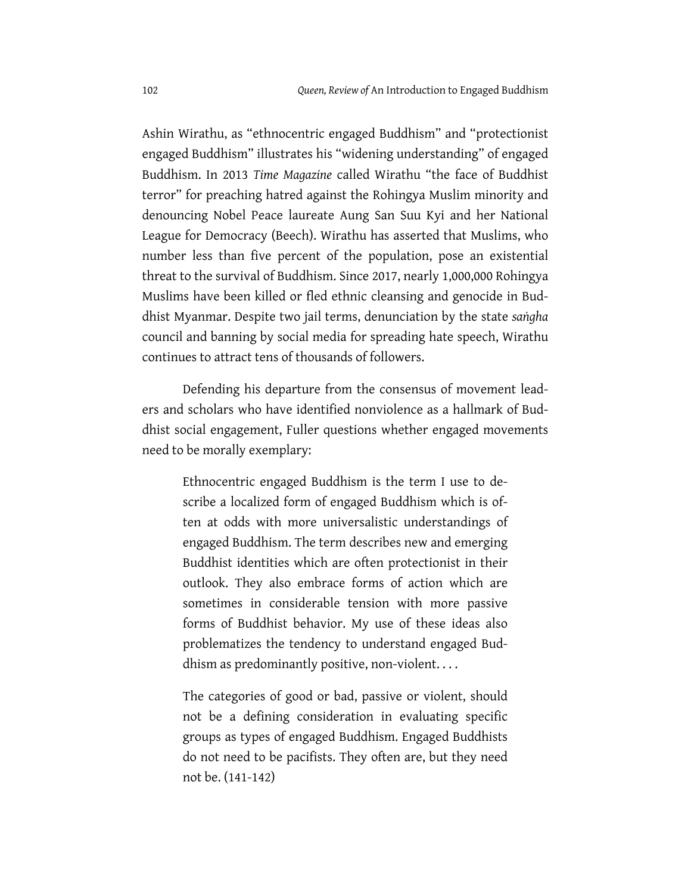Ashin Wirathu, as "ethnocentric engaged Buddhism" and "protectionist engaged Buddhism" illustrates his "widening understanding" of engaged Buddhism. In 2013 *Time Magazine* called Wirathu "the face of Buddhist terror" for preaching hatred against the Rohingya Muslim minority and denouncing Nobel Peace laureate Aung San Suu Kyi and her National League for Democracy (Beech). Wirathu has asserted that Muslims, who number less than five percent of the population, pose an existential threat to the survival of Buddhism. Since 2017, nearly 1,000,000 Rohingya Muslims have been killed or fled ethnic cleansing and genocide in Buddhist Myanmar. Despite two jail terms, denunciation by the state *saṅgha* council and banning by social media for spreading hate speech, Wirathu continues to attract tens of thousands of followers.

Defending his departure from the consensus of movement leaders and scholars who have identified nonviolence as a hallmark of Buddhist social engagement, Fuller questions whether engaged movements need to be morally exemplary:

> Ethnocentric engaged Buddhism is the term I use to describe a localized form of engaged Buddhism which is often at odds with more universalistic understandings of engaged Buddhism. The term describes new and emerging Buddhist identities which are often protectionist in their outlook. They also embrace forms of action which are sometimes in considerable tension with more passive forms of Buddhist behavior. My use of these ideas also problematizes the tendency to understand engaged Buddhism as predominantly positive, non-violent. . . .
>
> The categories of good or bad, passive or violent, should not be a defining consideration in evaluating specific groups as types of engaged Buddhism. Engaged Buddhists do not need to be pacifists. They often are, but they need not be. (141-142)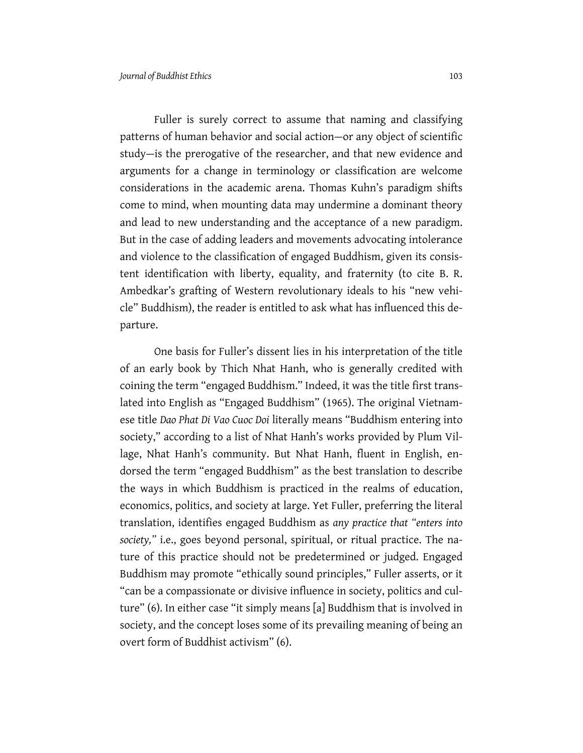Fuller is surely correct to assume that naming and classifying patterns of human behavior and social action—or any object of scientific study—is the prerogative of the researcher, and that new evidence and arguments for a change in terminology or classification are welcome considerations in the academic arena. Thomas Kuhn's paradigm shifts come to mind, when mounting data may undermine a dominant theory and lead to new understanding and the acceptance of a new paradigm. But in the case of adding leaders and movements advocating intolerance and violence to the classification of engaged Buddhism, given its consistent identification with liberty, equality, and fraternity (to cite B. R. Ambedkar's grafting of Western revolutionary ideals to his "new vehicle" Buddhism), the reader is entitled to ask what has influenced this departure.

One basis for Fuller's dissent lies in his interpretation of the title of an early book by Thich Nhat Hanh, who is generally credited with coining the term "engaged Buddhism." Indeed, it was the title first translated into English as "Engaged Buddhism" (1965). The original Vietnamese title *Dao Phat Di Vao Cuoc Doi* literally means "Buddhism entering into society," according to a list of Nhat Hanh's works provided by Plum Village, Nhat Hanh's community. But Nhat Hanh, fluent in English, endorsed the term "engaged Buddhism" as the best translation to describe the ways in which Buddhism is practiced in the realms of education, economics, politics, and society at large. Yet Fuller, preferring the literal translation, identifies engaged Buddhism as *any practice that "enters into society,"* i.e., goes beyond personal, spiritual, or ritual practice. The nature of this practice should not be predetermined or judged. Engaged Buddhism may promote "ethically sound principles," Fuller asserts, or it "can be a compassionate or divisive influence in society, politics and culture" (6). In either case "it simply means [a] Buddhism that is involved in society, and the concept loses some of its prevailing meaning of being an overt form of Buddhist activism" (6).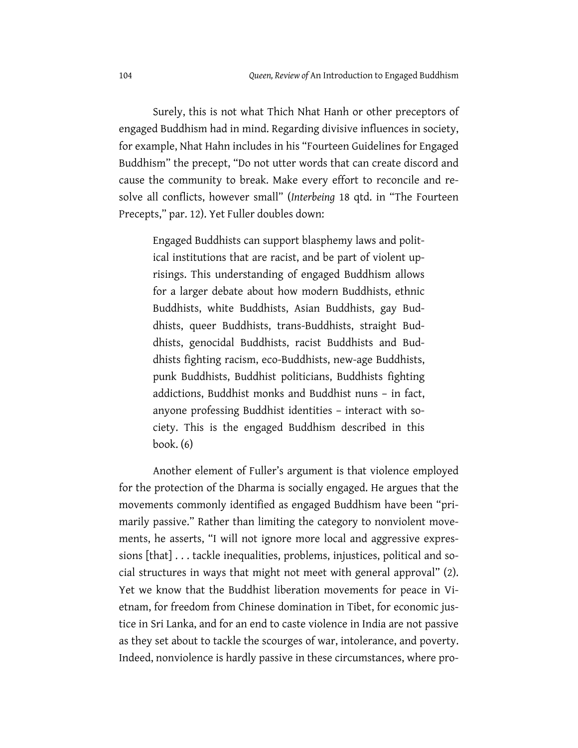Surely, this is not what Thich Nhat Hanh or other preceptors of engaged Buddhism had in mind. Regarding divisive influences in society, for example, Nhat Hahn includes in his "Fourteen Guidelines for Engaged Buddhism" the precept, "Do not utter words that can create discord and cause the community to break. Make every effort to reconcile and resolve all conflicts, however small" (*Interbeing* 18 qtd. in "The Fourteen Precepts," par. 12). Yet Fuller doubles down:

> Engaged Buddhists can support blasphemy laws and political institutions that are racist, and be part of violent uprisings. This understanding of engaged Buddhism allows for a larger debate about how modern Buddhists, ethnic Buddhists, white Buddhists, Asian Buddhists, gay Buddhists, queer Buddhists, trans-Buddhists, straight Buddhists, genocidal Buddhists, racist Buddhists and Buddhists fighting racism, eco-Buddhists, new-age Buddhists, punk Buddhists, Buddhist politicians, Buddhists fighting addictions, Buddhist monks and Buddhist nuns – in fact, anyone professing Buddhist identities – interact with society. This is the engaged Buddhism described in this book. (6)

Another element of Fuller's argument is that violence employed for the protection of the Dharma is socially engaged. He argues that the movements commonly identified as engaged Buddhism have been "primarily passive." Rather than limiting the category to nonviolent movements, he asserts, "I will not ignore more local and aggressive expressions [that] . . . tackle inequalities, problems, injustices, political and social structures in ways that might not meet with general approval" (2). Yet we know that the Buddhist liberation movements for peace in Vietnam, for freedom from Chinese domination in Tibet, for economic justice in Sri Lanka, and for an end to caste violence in India are not passive as they set about to tackle the scourges of war, intolerance, and poverty. Indeed, nonviolence is hardly passive in these circumstances, where pro-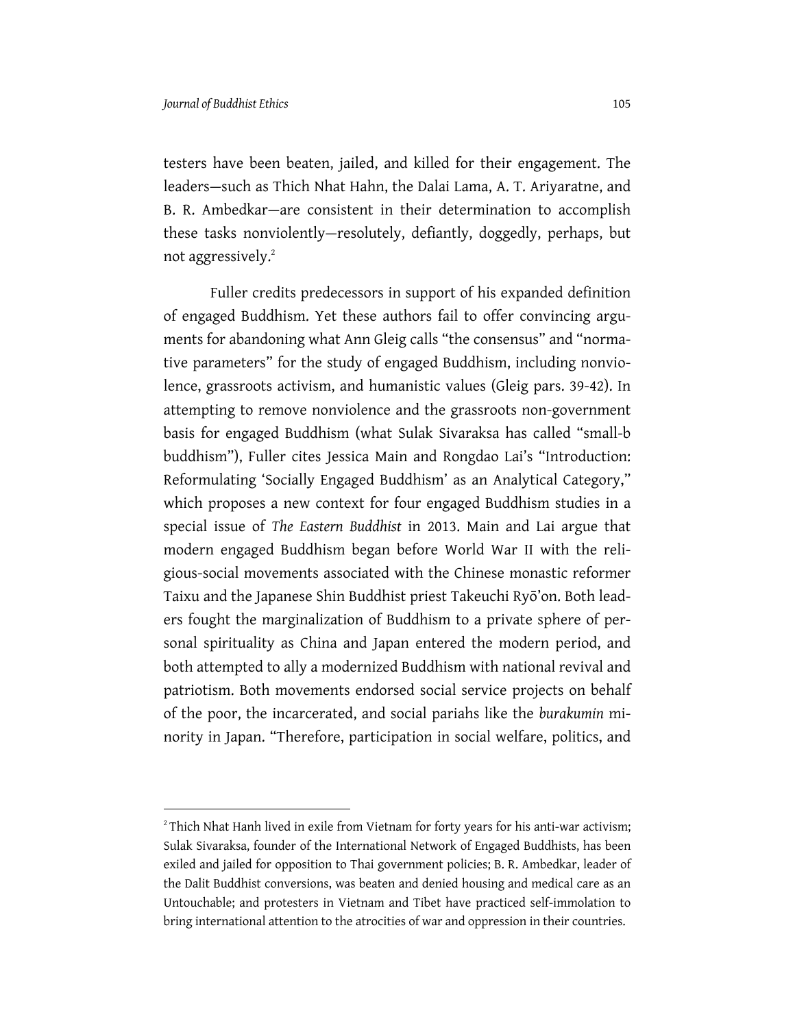testers have been beaten, jailed, and killed for their engagement. The leaders—such as Thich Nhat Hahn, the Dalai Lama, A. T. Ariyaratne, and B. R. Ambedkar—are consistent in their determination to accomplish these tasks nonviolently—resolutely, defiantly, doggedly, perhaps, but not aggressively.[2]

Fuller credits predecessors in support of his expanded definition of engaged Buddhism. Yet these authors fail to offer convincing arguments for abandoning what Ann Gleig calls "the consensus" and "normative parameters" for the study of engaged Buddhism, including nonviolence, grassroots activism, and humanistic values (Gleig pars. 39-42). In attempting to remove nonviolence and the grassroots non-government basis for engaged Buddhism (what Sulak Sivaraksa has called "small-b buddhism"), Fuller cites Jessica Main and Rongdao Lai's "Introduction: Reformulating 'Socially Engaged Buddhism' as an Analytical Category," which proposes a new context for four engaged Buddhism studies in a special issue of *The Eastern Buddhist* in 2013. Main and Lai argue that modern engaged Buddhism began before World War II with the religious-social movements associated with the Chinese monastic reformer Taixu and the Japanese Shin Buddhist priest Takeuchi Ryō'on. Both leaders fought the marginalization of Buddhism to a private sphere of personal spirituality as China and Japan entered the modern period, and both attempted to ally a modernized Buddhism with national revival and patriotism. Both movements endorsed social service projects on behalf of the poor, the incarcerated, and social pariahs like the *burakumin* minority in Japan. "Therefore, participation in social welfare, politics, and

---

[2] Thich Nhat Hanh lived in exile from Vietnam for forty years for his anti-war activism; Sulak Sivaraksa, founder of the International Network of Engaged Buddhists, has been exiled and jailed for opposition to Thai government policies; B. R. Ambedkar, leader of the Dalit Buddhist conversions, was beaten and denied housing and medical care as an Untouchable; and protesters in Vietnam and Tibet have practiced self-immolation to bring international attention to the atrocities of war and oppression in their countries.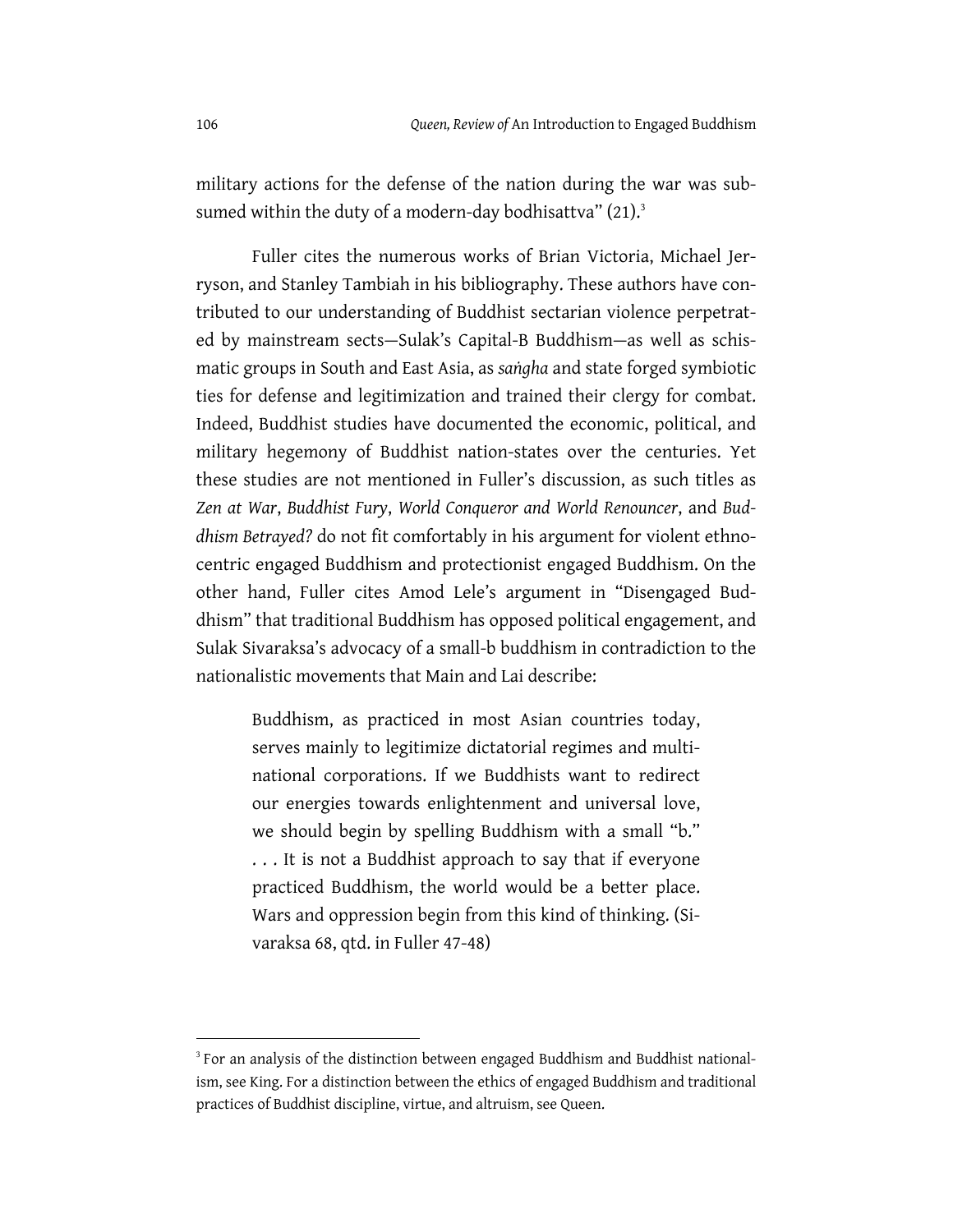military actions for the defense of the nation during the war was subsumed within the duty of a modern-day bodhisattva" (21).[3]

Fuller cites the numerous works of Brian Victoria, Michael Jerryson, and Stanley Tambiah in his bibliography. These authors have contributed to our understanding of Buddhist sectarian violence perpetrated by mainstream sects—Sulak's Capital-B Buddhism—as well as schismatic groups in South and East Asia, as *saṅgha* and state forged symbiotic ties for defense and legitimization and trained their clergy for combat. Indeed, Buddhist studies have documented the economic, political, and military hegemony of Buddhist nation-states over the centuries. Yet these studies are not mentioned in Fuller's discussion, as such titles as *Zen at War*, *Buddhist Fury*, *World Conqueror and World Renouncer*, and *Buddhism Betrayed?* do not fit comfortably in his argument for violent ethnocentric engaged Buddhism and protectionist engaged Buddhism. On the other hand, Fuller cites Amod Lele's argument in "Disengaged Buddhism" that traditional Buddhism has opposed political engagement, and Sulak Sivaraksa's advocacy of a small-b buddhism in contradiction to the nationalistic movements that Main and Lai describe:

> Buddhism, as practiced in most Asian countries today, serves mainly to legitimize dictatorial regimes and multinational corporations. If we Buddhists want to redirect our energies towards enlightenment and universal love, we should begin by spelling Buddhism with a small "b." . . . It is not a Buddhist approach to say that if everyone practiced Buddhism, the world would be a better place. Wars and oppression begin from this kind of thinking. (Sivaraksa 68, qtd. in Fuller 47-48)

---

[3] For an analysis of the distinction between engaged Buddhism and Buddhist nationalism, see King. For a distinction between the ethics of engaged Buddhism and traditional practices of Buddhist discipline, virtue, and altruism, see Queen.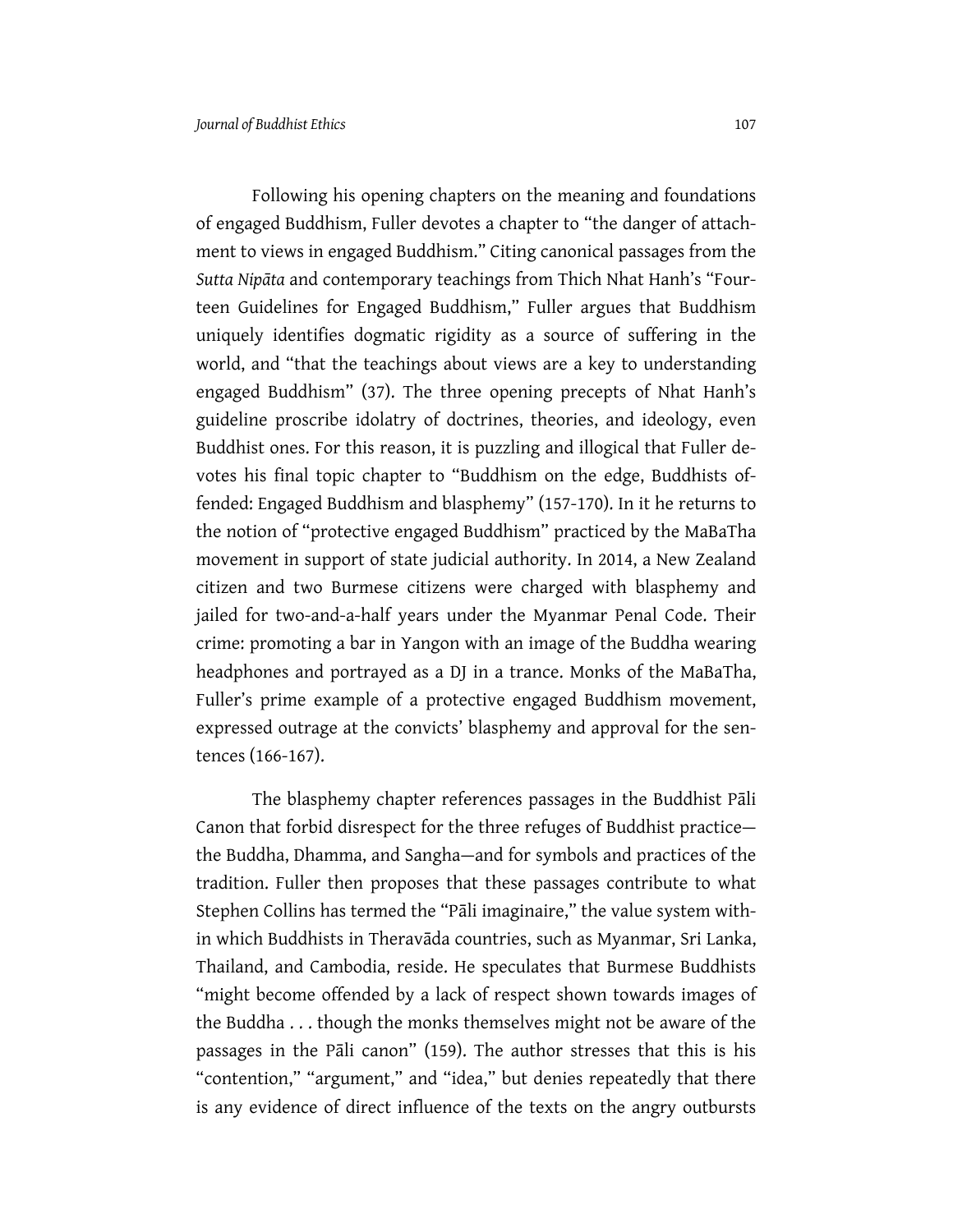Following his opening chapters on the meaning and foundations of engaged Buddhism, Fuller devotes a chapter to "the danger of attachment to views in engaged Buddhism." Citing canonical passages from the *Sutta Nipāta* and contemporary teachings from Thich Nhat Hanh's "Fourteen Guidelines for Engaged Buddhism," Fuller argues that Buddhism uniquely identifies dogmatic rigidity as a source of suffering in the world, and "that the teachings about views are a key to understanding engaged Buddhism" (37). The three opening precepts of Nhat Hanh's guideline proscribe idolatry of doctrines, theories, and ideology, even Buddhist ones. For this reason, it is puzzling and illogical that Fuller devotes his final topic chapter to "Buddhism on the edge, Buddhists offended: Engaged Buddhism and blasphemy" (157-170). In it he returns to the notion of "protective engaged Buddhism" practiced by the MaBaTha movement in support of state judicial authority. In 2014, a New Zealand citizen and two Burmese citizens were charged with blasphemy and jailed for two-and-a-half years under the Myanmar Penal Code. Their crime: promoting a bar in Yangon with an image of the Buddha wearing headphones and portrayed as a DJ in a trance. Monks of the MaBaTha, Fuller's prime example of a protective engaged Buddhism movement, expressed outrage at the convicts' blasphemy and approval for the sentences (166-167).

The blasphemy chapter references passages in the Buddhist Pāli Canon that forbid disrespect for the three refuges of Buddhist practice—the Buddha, Dhamma, and Sangha—and for symbols and practices of the tradition. Fuller then proposes that these passages contribute to what Stephen Collins has termed the "Pāli imaginaire," the value system within which Buddhists in Theravāda countries, such as Myanmar, Sri Lanka, Thailand, and Cambodia, reside. He speculates that Burmese Buddhists "might become offended by a lack of respect shown towards images of the Buddha . . . though the monks themselves might not be aware of the passages in the Pāli canon" (159). The author stresses that this is his "contention," "argument," and "idea," but denies repeatedly that there is any evidence of direct influence of the texts on the angry outbursts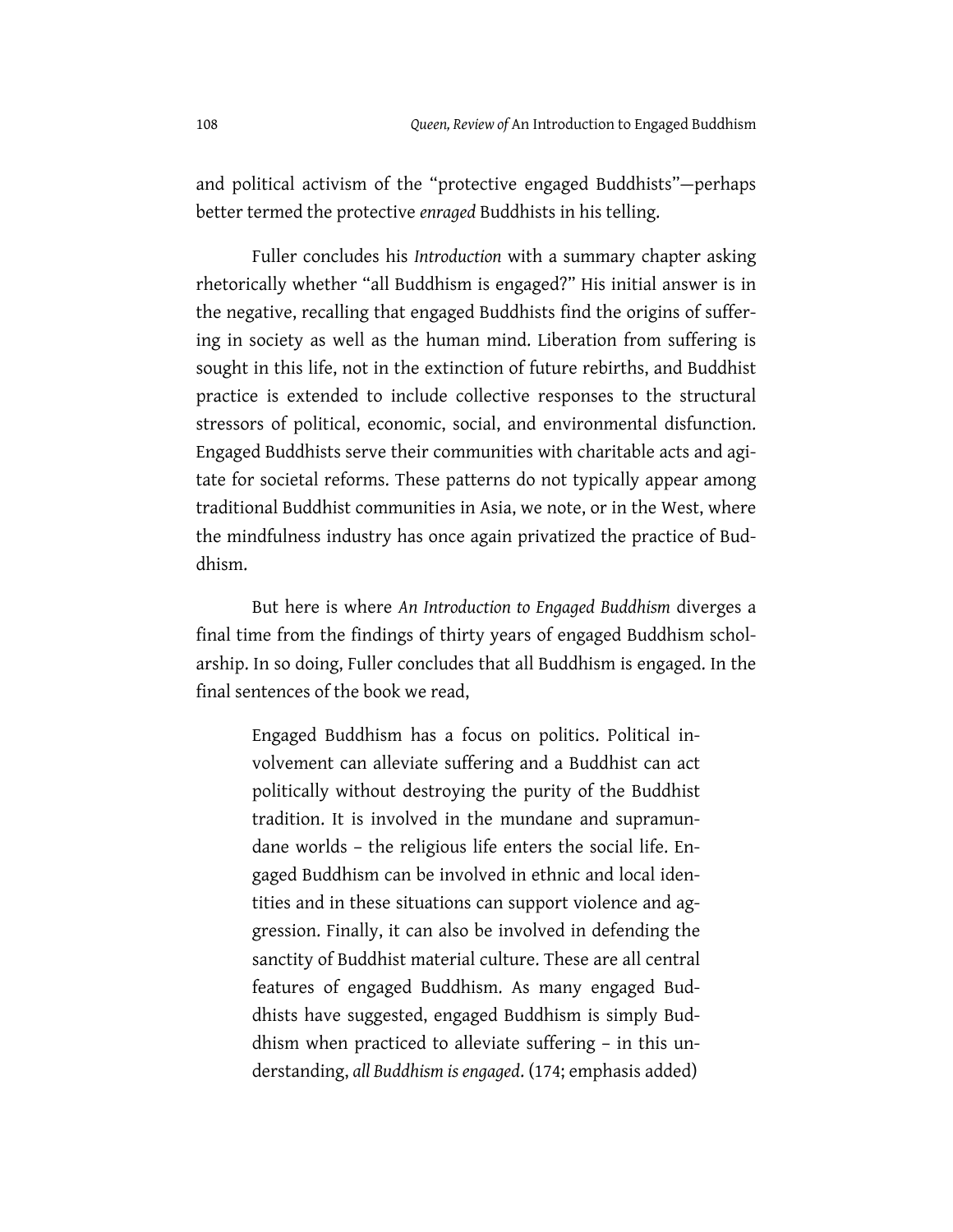and political activism of the "protective engaged Buddhists"—perhaps better termed the protective *enraged* Buddhists in his telling.

Fuller concludes his *Introduction* with a summary chapter asking rhetorically whether "all Buddhism is engaged?" His initial answer is in the negative, recalling that engaged Buddhists find the origins of suffering in society as well as the human mind. Liberation from suffering is sought in this life, not in the extinction of future rebirths, and Buddhist practice is extended to include collective responses to the structural stressors of political, economic, social, and environmental disfunction. Engaged Buddhists serve their communities with charitable acts and agitate for societal reforms. These patterns do not typically appear among traditional Buddhist communities in Asia, we note, or in the West, where the mindfulness industry has once again privatized the practice of Buddhism.

But here is where *An Introduction to Engaged Buddhism* diverges a final time from the findings of thirty years of engaged Buddhism scholarship. In so doing, Fuller concludes that all Buddhism is engaged. In the final sentences of the book we read,

> Engaged Buddhism has a focus on politics. Political involvement can alleviate suffering and a Buddhist can act politically without destroying the purity of the Buddhist tradition. It is involved in the mundane and supramundane worlds – the religious life enters the social life. Engaged Buddhism can be involved in ethnic and local identities and in these situations can support violence and aggression. Finally, it can also be involved in defending the sanctity of Buddhist material culture. These are all central features of engaged Buddhism. As many engaged Buddhists have suggested, engaged Buddhism is simply Buddhism when practiced to alleviate suffering – in this understanding, *all Buddhism is engaged*. (174; emphasis added)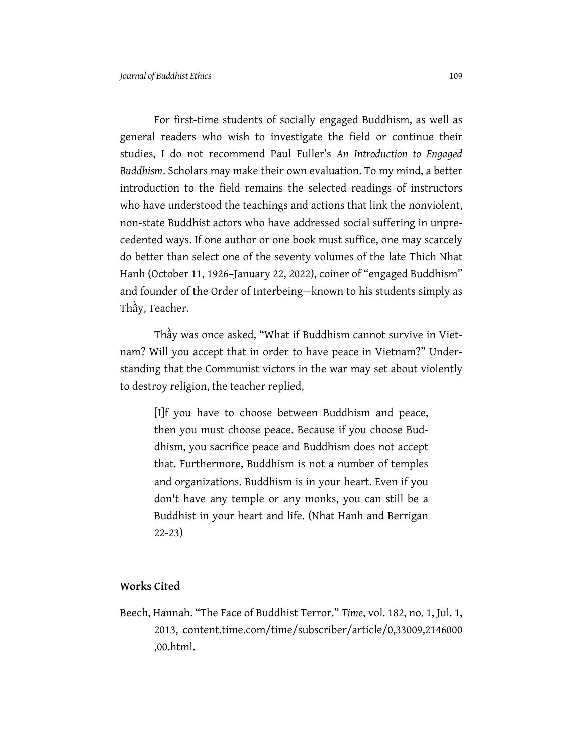For first-time students of socially engaged Buddhism, as well as general readers who wish to investigate the field or continue their studies, I do not recommend Paul Fuller's *An Introduction to Engaged Buddhism*. Scholars may make their own evaluation. To my mind, a better introduction to the field remains the selected readings of instructors who have understood the teachings and actions that link the nonviolent, non-state Buddhist actors who have addressed social suffering in unprecedented ways. If one author or one book must suffice, one may scarcely do better than select one of the seventy volumes of the late Thich Nhat Hanh (October 11, 1926–January 22, 2022), coiner of "engaged Buddhism" and founder of the Order of Interbeing—known to his students simply as Thầy, Teacher.

Thầy was once asked, "What if Buddhism cannot survive in Vietnam? Will you accept that in order to have peace in Vietnam?" Understanding that the Communist victors in the war may set about violently to destroy religion, the teacher replied,

> [I]f you have to choose between Buddhism and peace, then you must choose peace. Because if you choose Buddhism, you sacrifice peace and Buddhism does not accept that. Furthermore, Buddhism is not a number of temples and organizations. Buddhism is in your heart. Even if you don't have any temple or any monks, you can still be a Buddhist in your heart and life. (Nhat Hanh and Berrigan 22-23)

## Works Cited

Beech, Hannah. "The Face of Buddhist Terror." *Time*, vol. 182, no. 1, Jul. 1, 2013, content.time.com/time/subscriber/article/0,33009,2146000,00.html.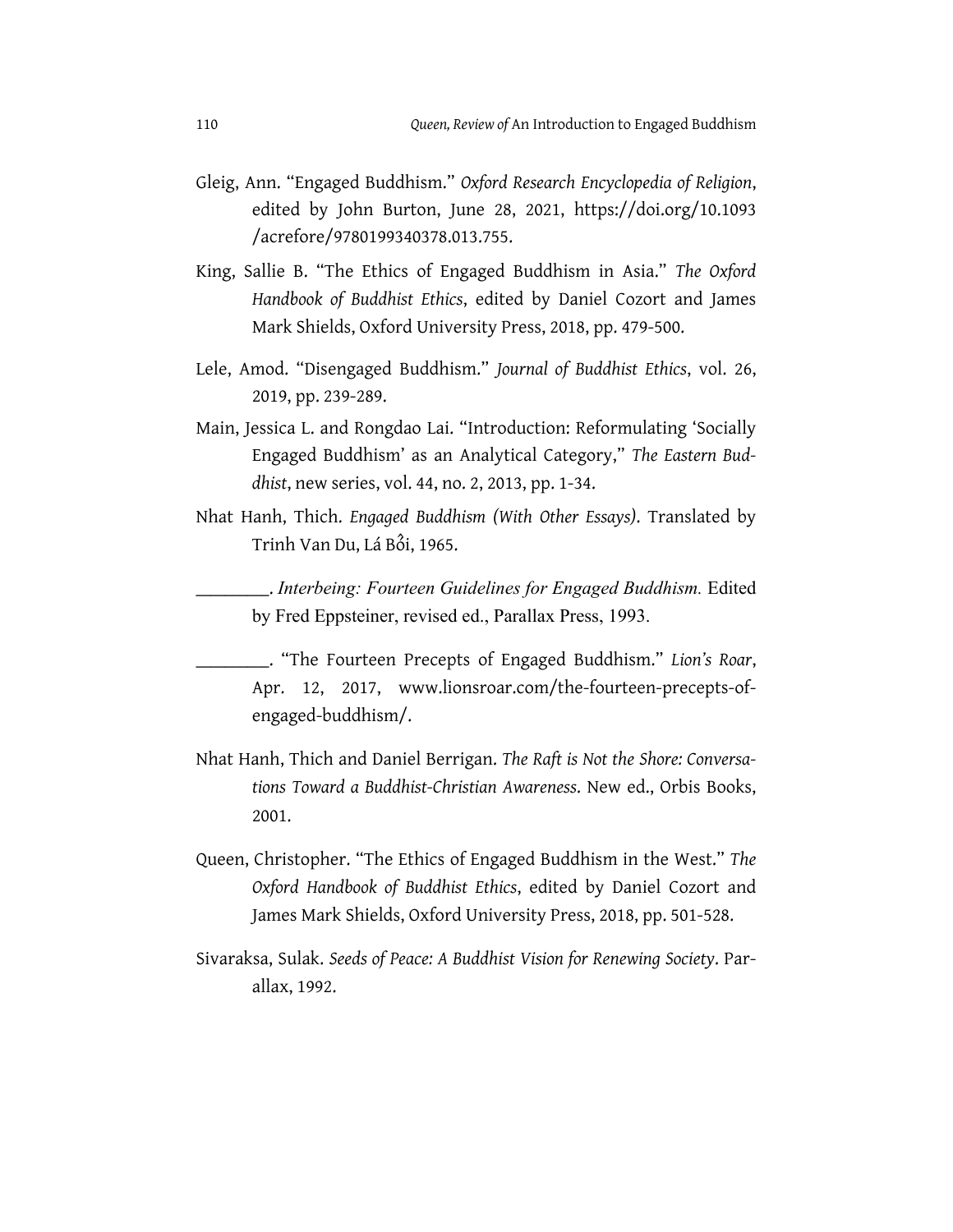Gleig, Ann. “Engaged Buddhism.” *Oxford Research Encyclopedia of Religion*, edited by John Burton, June 28, 2021, https://doi.org/10.1093/acrefore/9780199340378.013.755.

King, Sallie B. “The Ethics of Engaged Buddhism in Asia.” *The Oxford Handbook of Buddhist Ethics*, edited by Daniel Cozort and James Mark Shields, Oxford University Press, 2018, pp. 479-500.

Lele, Amod. “Disengaged Buddhism.” *Journal of Buddhist Ethics*, vol. 26, 2019, pp. 239-289.

Main, Jessica L. and Rongdao Lai. “Introduction: Reformulating ‘Socially Engaged Buddhism’ as an Analytical Category,” *The Eastern Buddhist*, new series, vol. 44, no. 2, 2013, pp. 1-34.

Nhat Hanh, Thich. *Engaged Buddhism (With Other Essays)*. Translated by Trinh Van Du, Lá Bổi, 1965.

________. *Interbeing: Fourteen Guidelines for Engaged Buddhism.* Edited by Fred Eppsteiner, revised ed., Parallax Press, 1993.

________. “The Fourteen Precepts of Engaged Buddhism.” *Lion’s Roar*, Apr. 12, 2017, www.lionsroar.com/the-fourteen-precepts-of-engaged-buddhism/.

Nhat Hanh, Thich and Daniel Berrigan. *The Raft is Not the Shore: Conversations Toward a Buddhist-Christian Awareness*. New ed., Orbis Books, 2001.

Queen, Christopher. “The Ethics of Engaged Buddhism in the West.” *The Oxford Handbook of Buddhist Ethics*, edited by Daniel Cozort and James Mark Shields, Oxford University Press, 2018, pp. 501-528.

Sivaraksa, Sulak. *Seeds of Peace: A Buddhist Vision for Renewing Society*. Parallax, 1992.